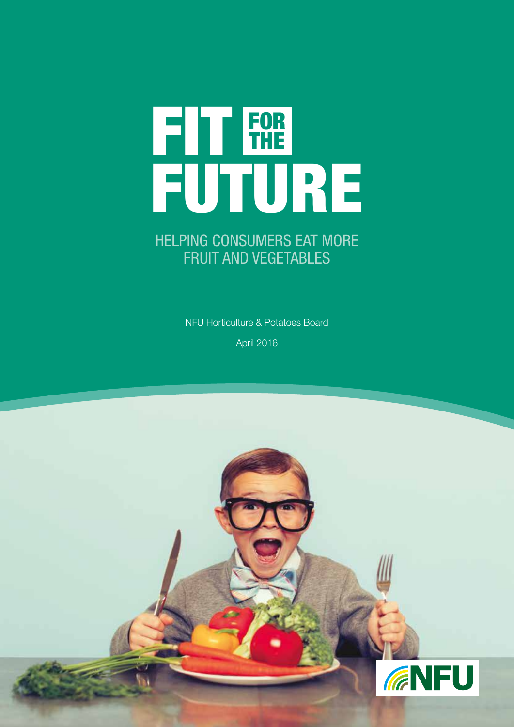# FIT FOR THE FUTURE

## HELPING CONSUMERS EAT MORE FRUIT AND VEGETABLES

NFU Horticulture & Potatoes Board

April 2016

NFU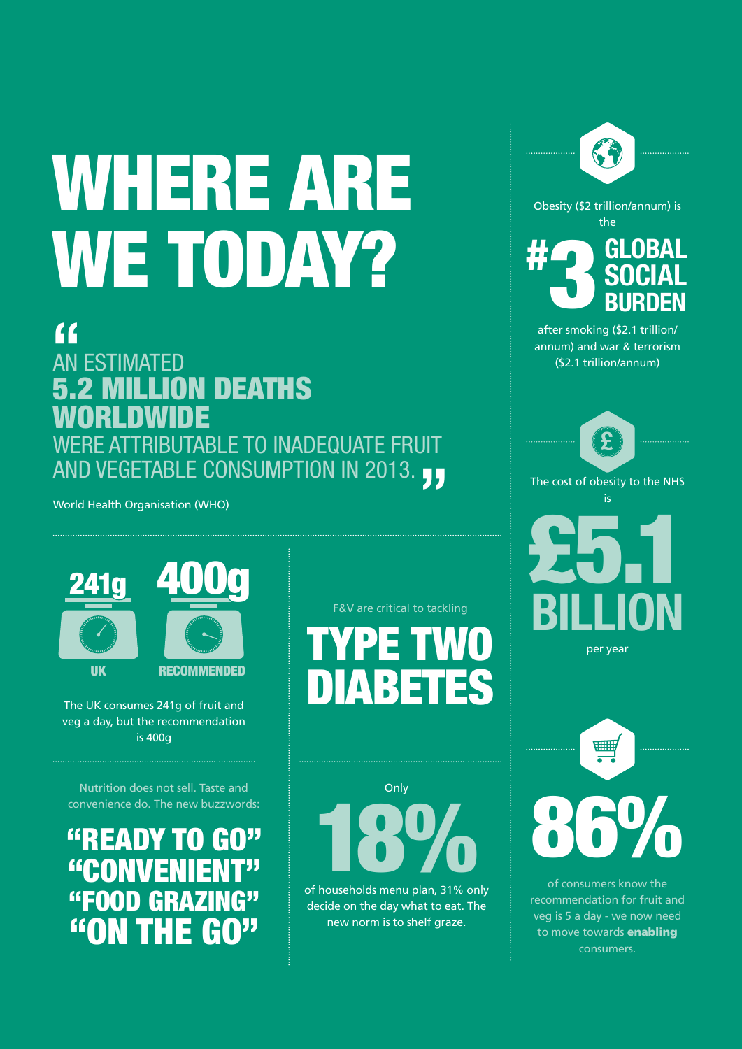# WHERE ARE WE TODAY?

> "AN ESTIMATED **5.2 MILLION DEATHS WORLDWIDE** WERE ATTRIBUTABLE TO INADEQUATE FRUIT AND VEGETABLE CONSUMPTION IN 2013."

World Health Organisation (WHO)

**241g** UK

**400g** RECOMMENDED

The UK consumes 241g of fruit and veg a day, but the recommendation is 400g

Nutrition does not sell. Taste and convenience do. The new buzzwords:

**"READY TO GO"**
**"CONVENIENT"**
**"FOOD GRAZING"**
**"ON THE GO"**

F&V are critical to tackling

**TYPE TWO DIABETES**

Only

**18%**

of households menu plan, 31% only decide on the day what to eat. The new norm is to shelf graze.

Obesity ($2 trillion/annum) is the

**#3 GLOBAL SOCIAL BURDEN**

after smoking ($2.1 trillion/annum) and war & terrorism ($2.1 trillion/annum)

The cost of obesity to the NHS is

**£5.1 BILLION**

per year

**86%**

of consumers know the recommendation for fruit and veg is 5 a day - we now need to move towards **enabling** consumers.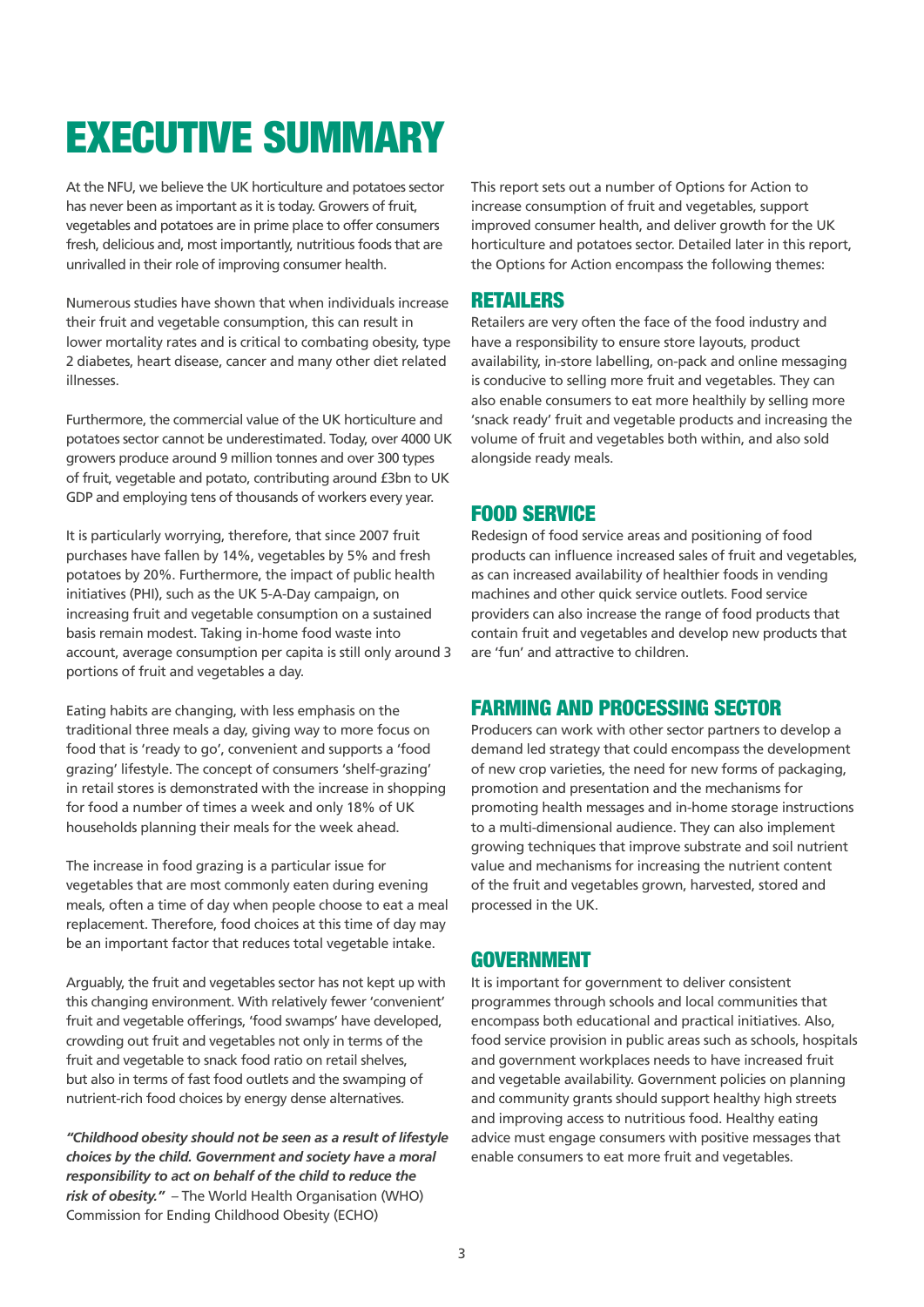# EXECUTIVE SUMMARY

At the NFU, we believe the UK horticulture and potatoes sector has never been as important as it is today. Growers of fruit, vegetables and potatoes are in prime place to offer consumers fresh, delicious and, most importantly, nutritious foods that are unrivalled in their role of improving consumer health.

Numerous studies have shown that when individuals increase their fruit and vegetable consumption, this can result in lower mortality rates and is critical to combating obesity, type 2 diabetes, heart disease, cancer and many other diet related illnesses.

Furthermore, the commercial value of the UK horticulture and potatoes sector cannot be underestimated. Today, over 4000 UK growers produce around 9 million tonnes and over 300 types of fruit, vegetable and potato, contributing around £3bn to UK GDP and employing tens of thousands of workers every year.

It is particularly worrying, therefore, that since 2007 fruit purchases have fallen by 14%, vegetables by 5% and fresh potatoes by 20%. Furthermore, the impact of public health initiatives (PHI), such as the UK 5-A-Day campaign, on increasing fruit and vegetable consumption on a sustained basis remain modest. Taking in-home food waste into account, average consumption per capita is still only around 3 portions of fruit and vegetables a day.

Eating habits are changing, with less emphasis on the traditional three meals a day, giving way to more focus on food that is 'ready to go', convenient and supports a 'food grazing' lifestyle. The concept of consumers 'shelf-grazing' in retail stores is demonstrated with the increase in shopping for food a number of times a week and only 18% of UK households planning their meals for the week ahead.

The increase in food grazing is a particular issue for vegetables that are most commonly eaten during evening meals, often a time of day when people choose to eat a meal replacement. Therefore, food choices at this time of day may be an important factor that reduces total vegetable intake.

Arguably, the fruit and vegetables sector has not kept up with this changing environment. With relatively fewer 'convenient' fruit and vegetable offerings, 'food swamps' have developed, crowding out fruit and vegetables not only in terms of the fruit and vegetable to snack food ratio on retail shelves, but also in terms of fast food outlets and the swamping of nutrient-rich food choices by energy dense alternatives.

***"Childhood obesity should not be seen as a result of lifestyle choices by the child. Government and society have a moral responsibility to act on behalf of the child to reduce the risk of obesity."*** – The World Health Organisation (WHO) Commission for Ending Childhood Obesity (ECHO)

This report sets out a number of Options for Action to increase consumption of fruit and vegetables, support improved consumer health, and deliver growth for the UK horticulture and potatoes sector. Detailed later in this report, the Options for Action encompass the following themes:

## RETAILERS

Retailers are very often the face of the food industry and have a responsibility to ensure store layouts, product availability, in-store labelling, on-pack and online messaging is conducive to selling more fruit and vegetables. They can also enable consumers to eat more healthily by selling more 'snack ready' fruit and vegetable products and increasing the volume of fruit and vegetables both within, and also sold alongside ready meals.

## FOOD SERVICE

Redesign of food service areas and positioning of food products can influence increased sales of fruit and vegetables, as can increased availability of healthier foods in vending machines and other quick service outlets. Food service providers can also increase the range of food products that contain fruit and vegetables and develop new products that are 'fun' and attractive to children.

## FARMING AND PROCESSING SECTOR

Producers can work with other sector partners to develop a demand led strategy that could encompass the development of new crop varieties, the need for new forms of packaging, promotion and presentation and the mechanisms for promoting health messages and in-home storage instructions to a multi-dimensional audience. They can also implement growing techniques that improve substrate and soil nutrient value and mechanisms for increasing the nutrient content of the fruit and vegetables grown, harvested, stored and processed in the UK.

## GOVERNMENT

It is important for government to deliver consistent programmes through schools and local communities that encompass both educational and practical initiatives. Also, food service provision in public areas such as schools, hospitals and government workplaces needs to have increased fruit and vegetable availability. Government policies on planning and community grants should support healthy high streets and improving access to nutritious food. Healthy eating advice must engage consumers with positive messages that enable consumers to eat more fruit and vegetables.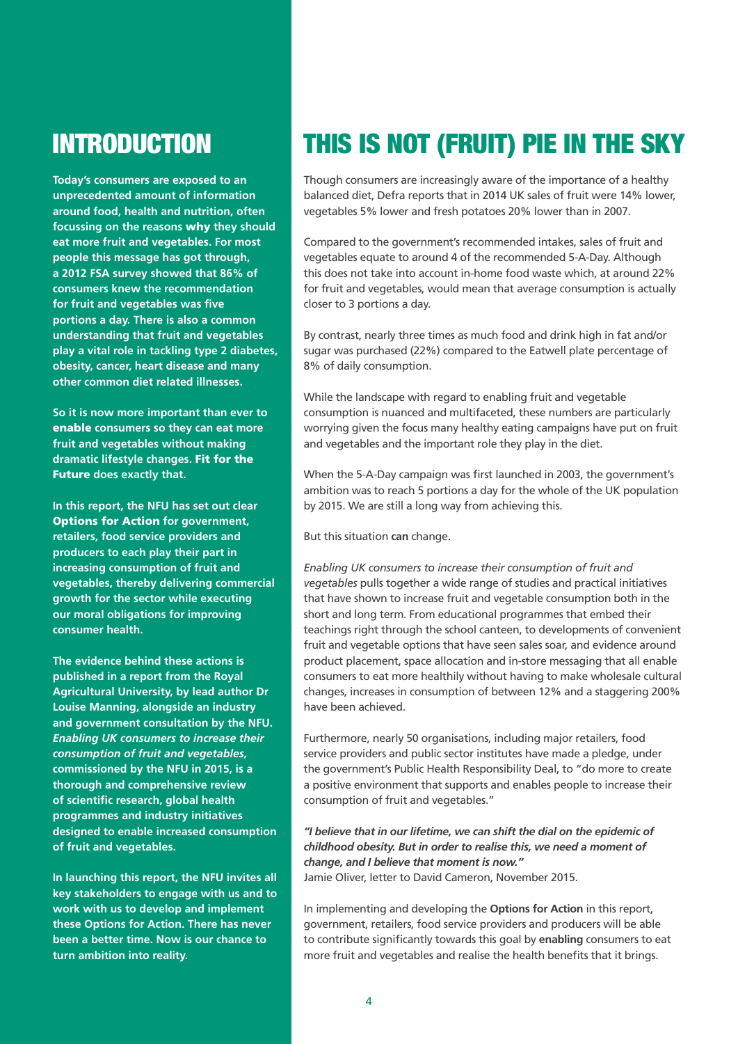# INTRODUCTION

**Today's consumers are exposed to an unprecedented amount of information around food, health and nutrition, often focussing on the reasons why they should eat more fruit and vegetables. For most people this message has got through, a 2012 FSA survey showed that 86% of consumers knew the recommendation for fruit and vegetables was five portions a day. There is also a common understanding that fruit and vegetables play a vital role in tackling type 2 diabetes, obesity, cancer, heart disease and many other common diet related illnesses.**

**So it is now more important than ever to enable consumers so they can eat more fruit and vegetables without making dramatic lifestyle changes. Fit for the Future does exactly that.**

**In this report, the NFU has set out clear Options for Action for government, retailers, food service providers and producers to each play their part in increasing consumption of fruit and vegetables, thereby delivering commercial growth for the sector while executing our moral obligations for improving consumer health.**

**The evidence behind these actions is published in a report from the Royal Agricultural University, by lead author Dr Louise Manning, alongside an industry and government consultation by the NFU. *Enabling UK consumers to increase their consumption of fruit and vegetables,* commissioned by the NFU in 2015, is a thorough and comprehensive review of scientific research, global health programmes and industry initiatives designed to enable increased consumption of fruit and vegetables.**

**In launching this report, the NFU invites all key stakeholders to engage with us and to work with us to develop and implement these Options for Action. There has never been a better time. Now is our chance to turn ambition into reality.**

# THIS IS NOT (FRUIT) PIE IN THE SKY

Though consumers are increasingly aware of the importance of a healthy balanced diet, Defra reports that in 2014 UK sales of fruit were 14% lower, vegetables 5% lower and fresh potatoes 20% lower than in 2007.

Compared to the government's recommended intakes, sales of fruit and vegetables equate to around 4 of the recommended 5-A-Day. Although this does not take into account in-home food waste which, at around 22% for fruit and vegetables, would mean that average consumption is actually closer to 3 portions a day.

By contrast, nearly three times as much food and drink high in fat and/or sugar was purchased (22%) compared to the Eatwell plate percentage of 8% of daily consumption.

While the landscape with regard to enabling fruit and vegetable consumption is nuanced and multifaceted, these numbers are particularly worrying given the focus many healthy eating campaigns have put on fruit and vegetables and the important role they play in the diet.

When the 5-A-Day campaign was first launched in 2003, the government's ambition was to reach 5 portions a day for the whole of the UK population by 2015. We are still a long way from achieving this.

But this situation **can** change.

*Enabling UK consumers to increase their consumption of fruit and vegetables* pulls together a wide range of studies and practical initiatives that have shown to increase fruit and vegetable consumption both in the short and long term. From educational programmes that embed their teachings right through the school canteen, to developments of convenient fruit and vegetable options that have seen sales soar, and evidence around product placement, space allocation and in-store messaging that all enable consumers to eat more healthily without having to make wholesale cultural changes, increases in consumption of between 12% and a staggering 200% have been achieved.

Furthermore, nearly 50 organisations, including major retailers, food service providers and public sector institutes have made a pledge, under the government's Public Health Responsibility Deal, to "do more to create a positive environment that supports and enables people to increase their consumption of fruit and vegetables."

***"I believe that in our lifetime, we can shift the dial on the epidemic of childhood obesity. But in order to realise this, we need a moment of change, and I believe that moment is now."***
Jamie Oliver, letter to David Cameron, November 2015.

In implementing and developing the **Options for Action** in this report, government, retailers, food service providers and producers will be able to contribute significantly towards this goal by **enabling** consumers to eat more fruit and vegetables and realise the health benefits that it brings.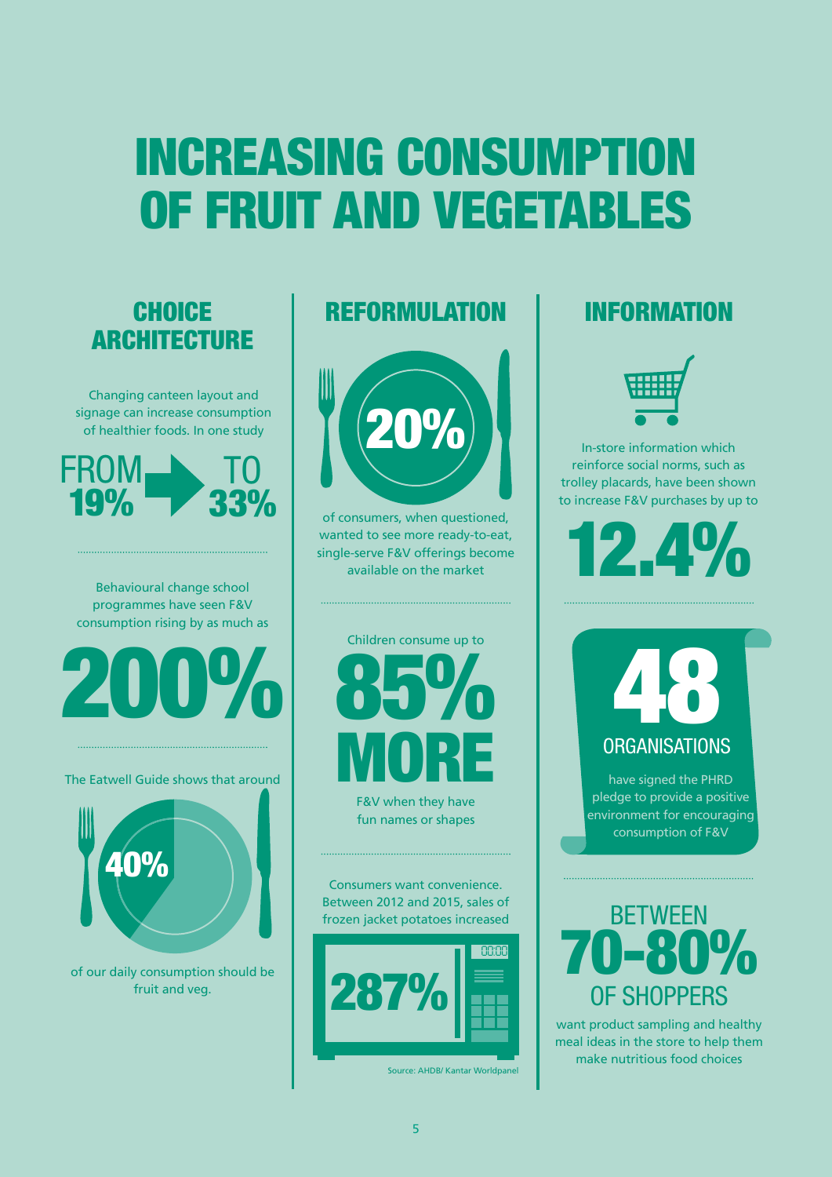# INCREASING CONSUMPTION OF FRUIT AND VEGETABLES

## CHOICE ARCHITECTURE

Changing canteen layout and signage can increase consumption of healthier foods. In one study

FROM **19%** TO **33%**

Behavioural change school programmes have seen F&V consumption rising by as much as

**200%**

The Eatwell Guide shows that around

**40%**

of our daily consumption should be fruit and veg.

## REFORMULATION

**20%**

of consumers, when questioned, wanted to see more ready-to-eat, single-serve F&V offerings become available on the market

Children consume up to

**85% MORE**

F&V when they have fun names or shapes

Consumers want convenience. Between 2012 and 2015, sales of frozen jacket potatoes increased

**287%**

Source: AHDB/ Kantar Worldpanel

## INFORMATION

In-store information which reinforce social norms, such as trolley placards, have been shown to increase F&V purchases by up to

**12.4%**

**48** ORGANISATIONS

have signed the PHRD pledge to provide a positive environment for encouraging consumption of F&V

BETWEEN **70-80%** OF SHOPPERS

want product sampling and healthy meal ideas in the store to help them make nutritious food choices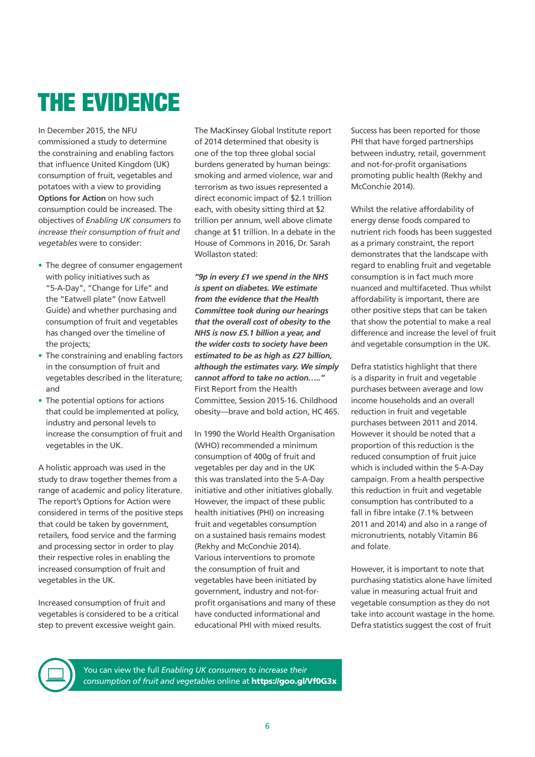# THE EVIDENCE

In December 2015, the NFU commissioned a study to determine the constraining and enabling factors that influence United Kingdom (UK) consumption of fruit, vegetables and potatoes with a view to providing **Options for Action** on how such consumption could be increased. The objectives of *Enabling UK consumers to increase their consumption of fruit and vegetables* were to consider:

- The degree of consumer engagement with policy initiatives such as "5-A-Day", "Change for Life" and the "Eatwell plate" (now Eatwell Guide) and whether purchasing and consumption of fruit and vegetables has changed over the timeline of the projects;
- The constraining and enabling factors in the consumption of fruit and vegetables described in the literature; and
- The potential options for actions that could be implemented at policy, industry and personal levels to increase the consumption of fruit and vegetables in the UK.

A holistic approach was used in the study to draw together themes from a range of academic and policy literature. The report's Options for Action were considered in terms of the positive steps that could be taken by government, retailers, food service and the farming and processing sector in order to play their respective roles in enabling the increased consumption of fruit and vegetables in the UK.

Increased consumption of fruit and vegetables is considered to be a critical step to prevent excessive weight gain. The MacKinsey Global Institute report of 2014 determined that obesity is one of the top three global social burdens generated by human beings: smoking and armed violence, war and terrorism as two issues represented a direct economic impact of $2.1 trillion each, with obesity sitting third at $2 trillion per annum, well above climate change at $1 trillion. In a debate in the House of Commons in 2016, Dr. Sarah Wollaston stated:

***"9p in every £1 we spend in the NHS is spent on diabetes. We estimate from the evidence that the Health Committee took during our hearings that the overall cost of obesity to the NHS is now £5.1 billion a year, and the wider costs to society have been estimated to be as high as £27 billion, although the estimates vary. We simply cannot afford to take no action….."*** First Report from the Health Committee, Session 2015-16. Childhood obesity—brave and bold action, HC 465.

In 1990 the World Health Organisation (WHO) recommended a minimum consumption of 400g of fruit and vegetables per day and in the UK this was translated into the 5-A-Day initiative and other initiatives globally. However, the impact of these public health initiatives (PHI) on increasing fruit and vegetables consumption on a sustained basis remains modest (Rekhy and McConchie 2014). Various interventions to promote the consumption of fruit and vegetables have been initiated by government, industry and not-for-profit organisations and many of these have conducted informational and educational PHI with mixed results.

Success has been reported for those PHI that have forged partnerships between industry, retail, government and not-for-profit organisations promoting public health (Rekhy and McConchie 2014).

Whilst the relative affordability of energy dense foods compared to nutrient rich foods has been suggested as a primary constraint, the report demonstrates that the landscape with regard to enabling fruit and vegetable consumption is in fact much more nuanced and multifaceted. Thus whilst affordability is important, there are other positive steps that can be taken that show the potential to make a real difference and increase the level of fruit and vegetable consumption in the UK.

Defra statistics highlight that there is a disparity in fruit and vegetable purchases between average and low income households and an overall reduction in fruit and vegetable purchases between 2011 and 2014. However it should be noted that a proportion of this reduction is the reduced consumption of fruit juice which is included within the 5-A-Day campaign. From a health perspective this reduction in fruit and vegetable consumption has contributed to a fall in fibre intake (7.1% between 2011 and 2014) and also in a range of micronutrients, notably Vitamin B6 and folate.

However, it is important to note that purchasing statistics alone have limited value in measuring actual fruit and vegetable consumption as they do not take into account wastage in the home. Defra statistics suggest the cost of fruit

You can view the full *Enabling UK consumers to increase their consumption of fruit and vegetables* online at **https://goo.gl/Vf0G3x**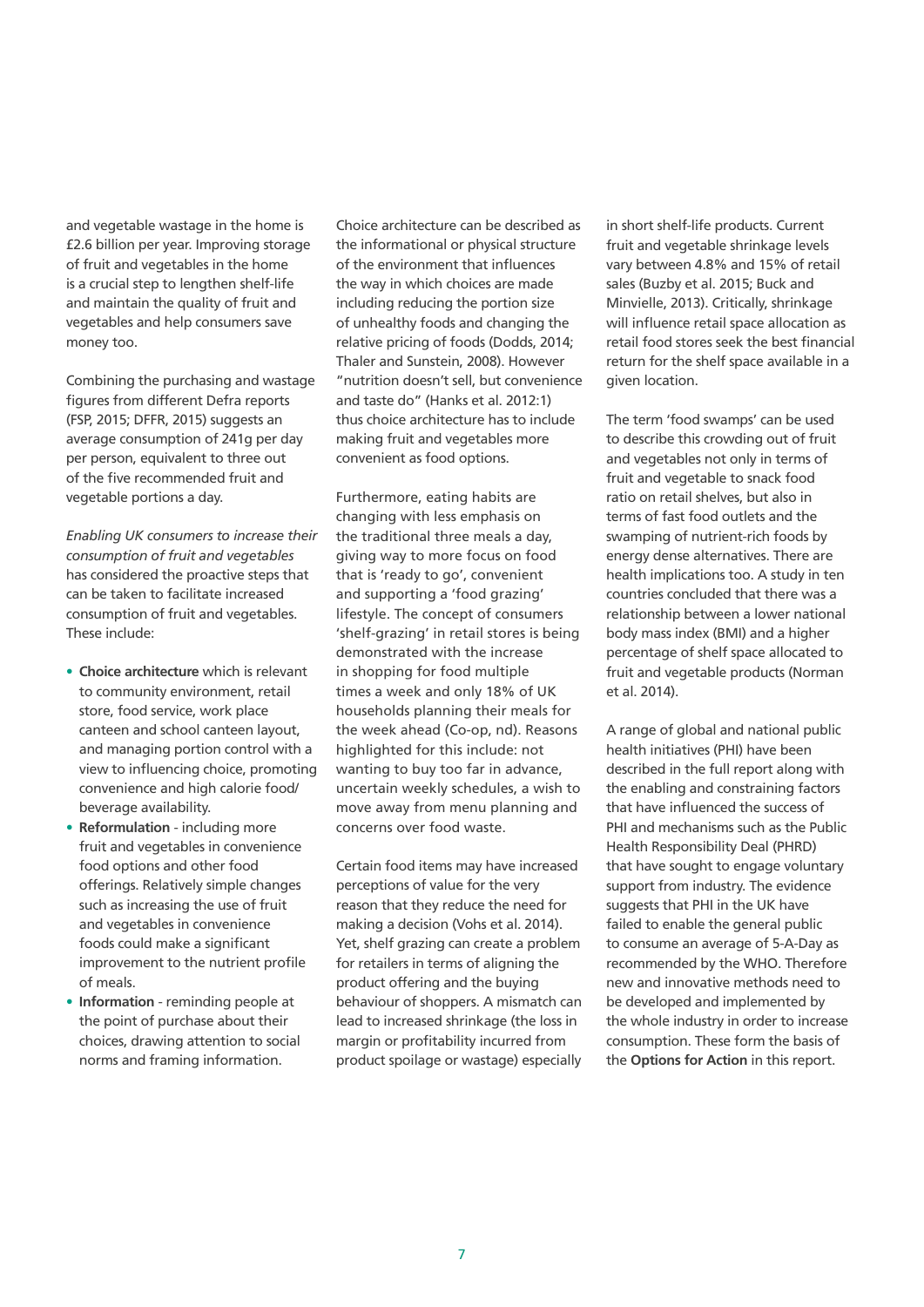and vegetable wastage in the home is £2.6 billion per year. Improving storage of fruit and vegetables in the home is a crucial step to lengthen shelf-life and maintain the quality of fruit and vegetables and help consumers save money too.

Combining the purchasing and wastage figures from different Defra reports (FSP, 2015; DFFR, 2015) suggests an average consumption of 241g per day per person, equivalent to three out of the five recommended fruit and vegetable portions a day.

*Enabling UK consumers to increase their consumption of fruit and vegetables* has considered the proactive steps that can be taken to facilitate increased consumption of fruit and vegetables. These include:

- **Choice architecture** which is relevant to community environment, retail store, food service, work place canteen and school canteen layout, and managing portion control with a view to influencing choice, promoting convenience and high calorie food/ beverage availability.
- **Reformulation** - including more fruit and vegetables in convenience food options and other food offerings. Relatively simple changes such as increasing the use of fruit and vegetables in convenience foods could make a significant improvement to the nutrient profile of meals.
- **Information** - reminding people at the point of purchase about their choices, drawing attention to social norms and framing information.

Choice architecture can be described as the informational or physical structure of the environment that influences the way in which choices are made including reducing the portion size of unhealthy foods and changing the relative pricing of foods (Dodds, 2014; Thaler and Sunstein, 2008). However "nutrition doesn't sell, but convenience and taste do" (Hanks et al. 2012:1) thus choice architecture has to include making fruit and vegetables more convenient as food options.

Furthermore, eating habits are changing with less emphasis on the traditional three meals a day, giving way to more focus on food that is 'ready to go', convenient and supporting a 'food grazing' lifestyle. The concept of consumers 'shelf-grazing' in retail stores is being demonstrated with the increase in shopping for food multiple times a week and only 18% of UK households planning their meals for the week ahead (Co-op, nd). Reasons highlighted for this include: not wanting to buy too far in advance, uncertain weekly schedules, a wish to move away from menu planning and concerns over food waste.

Certain food items may have increased perceptions of value for the very reason that they reduce the need for making a decision (Vohs et al. 2014). Yet, shelf grazing can create a problem for retailers in terms of aligning the product offering and the buying behaviour of shoppers. A mismatch can lead to increased shrinkage (the loss in margin or profitability incurred from product spoilage or wastage) especially in short shelf-life products. Current fruit and vegetable shrinkage levels vary between 4.8% and 15% of retail sales (Buzby et al. 2015; Buck and Minvielle, 2013). Critically, shrinkage will influence retail space allocation as retail food stores seek the best financial return for the shelf space available in a given location.

The term 'food swamps' can be used to describe this crowding out of fruit and vegetables not only in terms of fruit and vegetable to snack food ratio on retail shelves, but also in terms of fast food outlets and the swamping of nutrient-rich foods by energy dense alternatives. There are health implications too. A study in ten countries concluded that there was a relationship between a lower national body mass index (BMI) and a higher percentage of shelf space allocated to fruit and vegetable products (Norman et al. 2014).

A range of global and national public health initiatives (PHI) have been described in the full report along with the enabling and constraining factors that have influenced the success of PHI and mechanisms such as the Public Health Responsibility Deal (PHRD) that have sought to engage voluntary support from industry. The evidence suggests that PHI in the UK have failed to enable the general public to consume an average of 5-A-Day as recommended by the WHO. Therefore new and innovative methods need to be developed and implemented by the whole industry in order to increase consumption. These form the basis of the **Options for Action** in this report.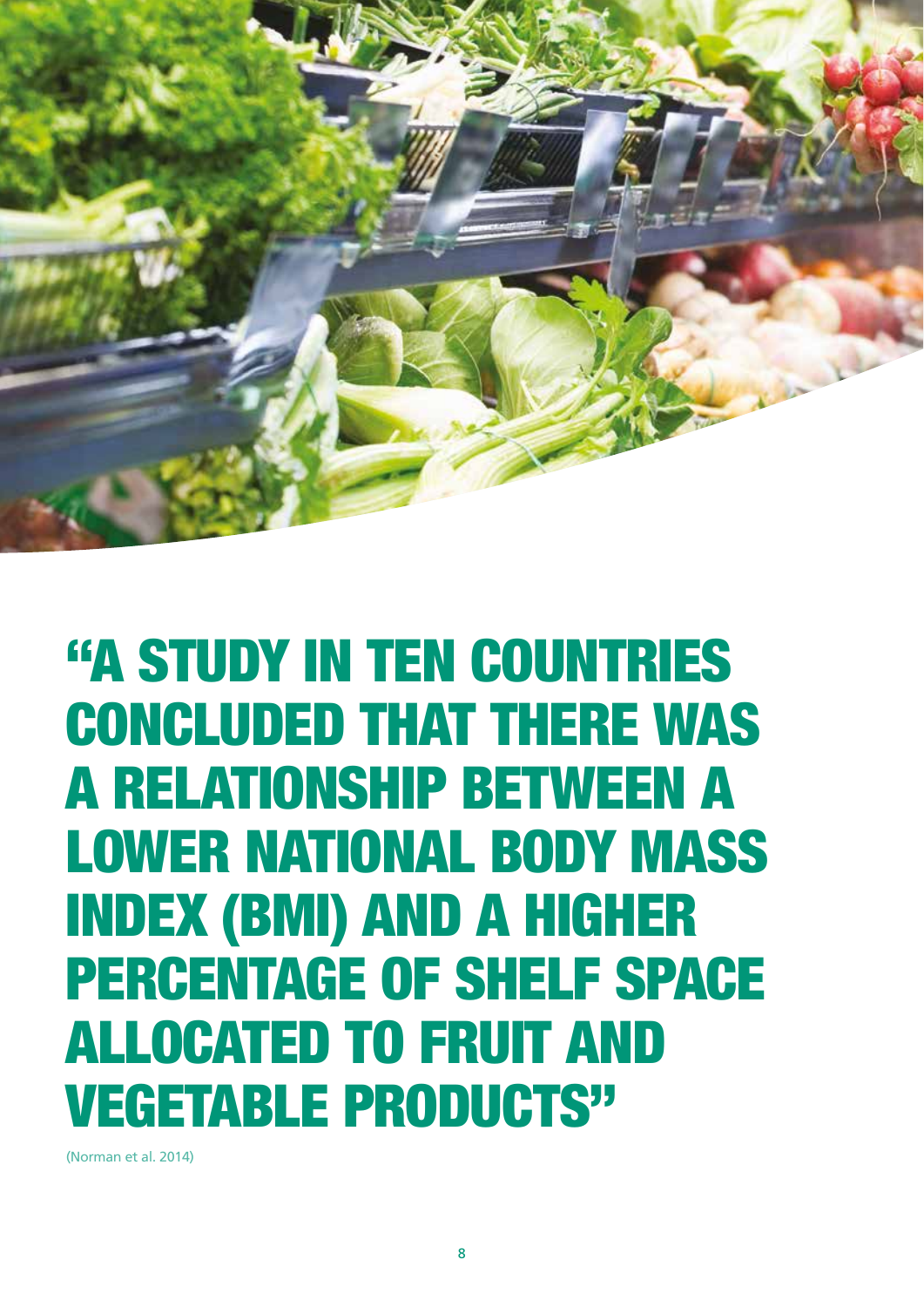**"A STUDY IN TEN COUNTRIES CONCLUDED THAT THERE WAS A RELATIONSHIP BETWEEN A LOWER NATIONAL BODY MASS INDEX (BMI) AND A HIGHER PERCENTAGE OF SHELF SPACE ALLOCATED TO FRUIT AND VEGETABLE PRODUCTS"**

(Norman et al. 2014)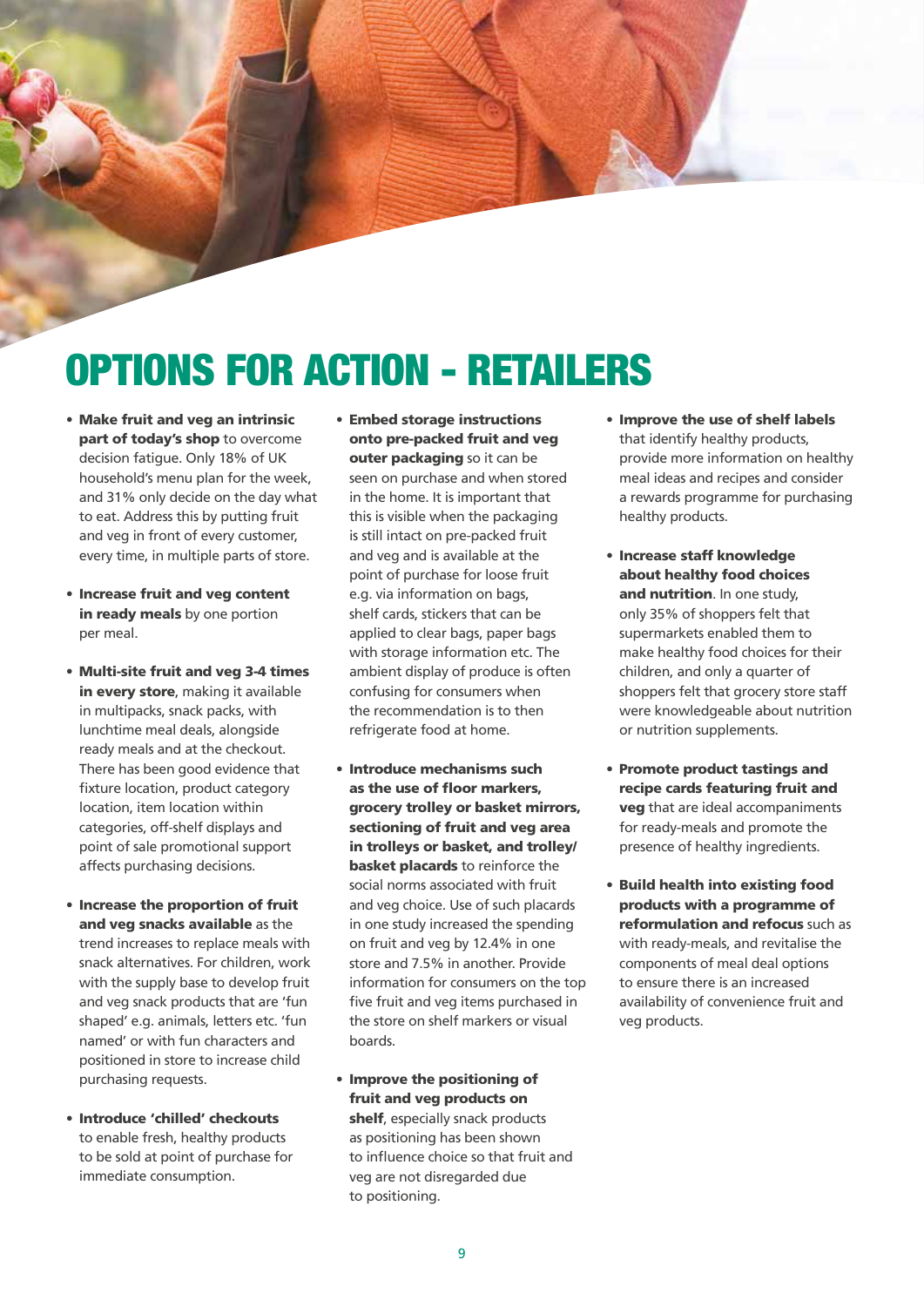# OPTIONS FOR ACTION - RETAILERS

- **Make fruit and veg an intrinsic part of today's shop** to overcome decision fatigue. Only 18% of UK household's menu plan for the week, and 31% only decide on the day what to eat. Address this by putting fruit and veg in front of every customer, every time, in multiple parts of store.

- **Increase fruit and veg content in ready meals** by one portion per meal.

- **Multi-site fruit and veg 3-4 times in every store**, making it available in multipacks, snack packs, with lunchtime meal deals, alongside ready meals and at the checkout. There has been good evidence that fixture location, product category location, item location within categories, off-shelf displays and point of sale promotional support affects purchasing decisions.

- **Increase the proportion of fruit and veg snacks available** as the trend increases to replace meals with snack alternatives. For children, work with the supply base to develop fruit and veg snack products that are 'fun shaped' e.g. animals, letters etc. 'fun named' or with fun characters and positioned in store to increase child purchasing requests.

- **Introduce 'chilled' checkouts** to enable fresh, healthy products to be sold at point of purchase for immediate consumption.

- **Embed storage instructions onto pre-packed fruit and veg outer packaging** so it can be seen on purchase and when stored in the home. It is important that this is visible when the packaging is still intact on pre-packed fruit and veg and is available at the point of purchase for loose fruit e.g. via information on bags, shelf cards, stickers that can be applied to clear bags, paper bags with storage information etc. The ambient display of produce is often confusing for consumers when the recommendation is to then refrigerate food at home.

- **Introduce mechanisms such as the use of floor markers, grocery trolley or basket mirrors, sectioning of fruit and veg area in trolleys or basket, and trolley/basket placards** to reinforce the social norms associated with fruit and veg choice. Use of such placards in one study increased the spending on fruit and veg by 12.4% in one store and 7.5% in another. Provide information for consumers on the top five fruit and veg items purchased in the store on shelf markers or visual boards.

- **Improve the positioning of fruit and veg products on shelf**, especially snack products as positioning has been shown to influence choice so that fruit and veg are not disregarded due to positioning.

- **Improve the use of shelf labels** that identify healthy products, provide more information on healthy meal ideas and recipes and consider a rewards programme for purchasing healthy products.

- **Increase staff knowledge about healthy food choices and nutrition**. In one study, only 35% of shoppers felt that supermarkets enabled them to make healthy food choices for their children, and only a quarter of shoppers felt that grocery store staff were knowledgeable about nutrition or nutrition supplements.

- **Promote product tastings and recipe cards featuring fruit and veg** that are ideal accompaniments for ready-meals and promote the presence of healthy ingredients.

- **Build health into existing food products with a programme of reformulation and refocus** such as with ready-meals, and revitalise the components of meal deal options to ensure there is an increased availability of convenience fruit and veg products.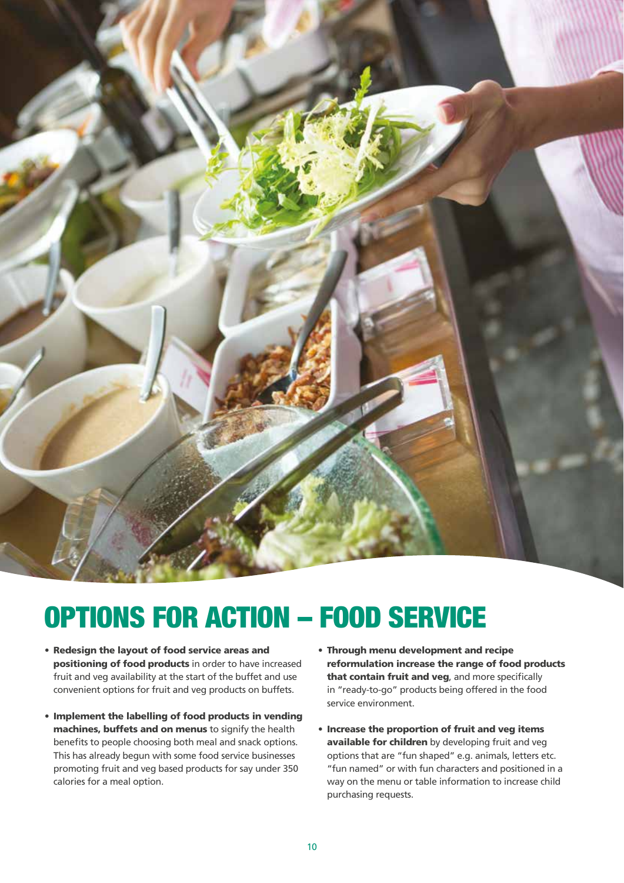# OPTIONS FOR ACTION – FOOD SERVICE

- **Redesign the layout of food service areas and positioning of food products** in order to have increased fruit and veg availability at the start of the buffet and use convenient options for fruit and veg products on buffets.
- **Implement the labelling of food products in vending machines, buffets and on menus** to signify the health benefits to people choosing both meal and snack options. This has already begun with some food service businesses promoting fruit and veg based products for say under 350 calories for a meal option.
- **Through menu development and recipe reformulation increase the range of food products that contain fruit and veg**, and more specifically in "ready-to-go" products being offered in the food service environment.
- **Increase the proportion of fruit and veg items available for children** by developing fruit and veg options that are "fun shaped" e.g. animals, letters etc. "fun named" or with fun characters and positioned in a way on the menu or table information to increase child purchasing requests.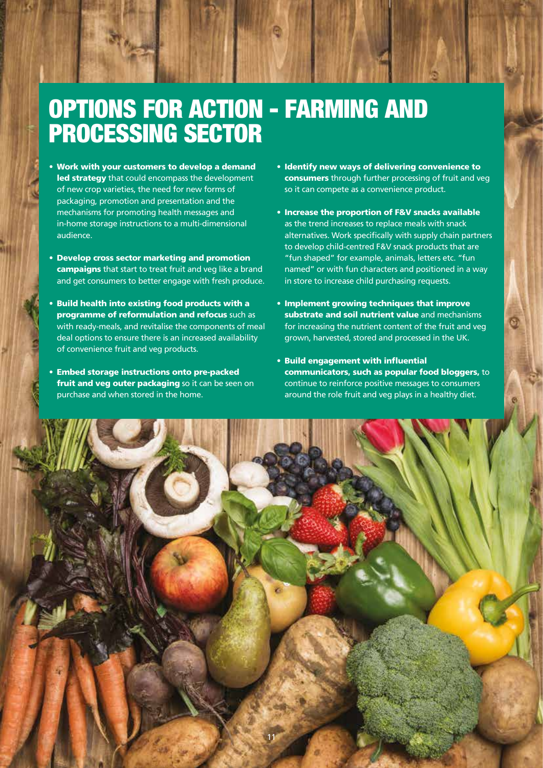# OPTIONS FOR ACTION - FARMING AND PROCESSING SECTOR

- **Work with your customers to develop a demand led strategy** that could encompass the development of new crop varieties, the need for new forms of packaging, promotion and presentation and the mechanisms for promoting health messages and in-home storage instructions to a multi-dimensional audience.
- **Develop cross sector marketing and promotion campaigns** that start to treat fruit and veg like a brand and get consumers to better engage with fresh produce.
- **Build health into existing food products with a programme of reformulation and refocus** such as with ready-meals, and revitalise the components of meal deal options to ensure there is an increased availability of convenience fruit and veg products.
- **Embed storage instructions onto pre-packed fruit and veg outer packaging** so it can be seen on purchase and when stored in the home.
- **Identify new ways of delivering convenience to consumers** through further processing of fruit and veg so it can compete as a convenience product.
- **Increase the proportion of F&V snacks available** as the trend increases to replace meals with snack alternatives. Work specifically with supply chain partners to develop child-centred F&V snack products that are "fun shaped" for example, animals, letters etc. "fun named" or with fun characters and positioned in a way in store to increase child purchasing requests.
- **Implement growing techniques that improve substrate and soil nutrient value** and mechanisms for increasing the nutrient content of the fruit and veg grown, harvested, stored and processed in the UK.
- **Build engagement with influential communicators, such as popular food bloggers,** to continue to reinforce positive messages to consumers around the role fruit and veg plays in a healthy diet.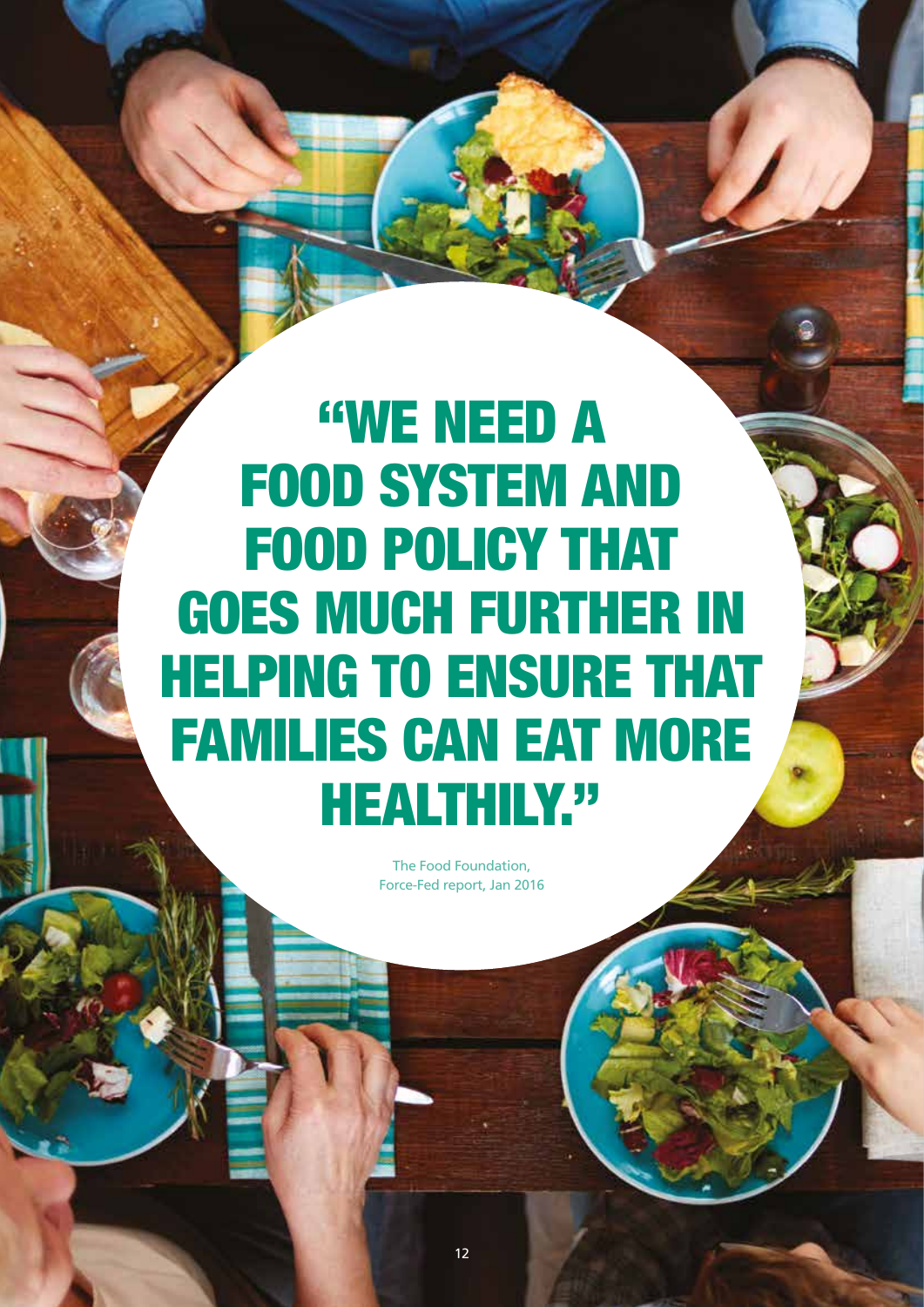# "WE NEED A FOOD SYSTEM AND FOOD POLICY THAT GOES MUCH FURTHER IN HELPING TO ENSURE THAT FAMILIES CAN EAT MORE HEALTHILY."

The Food Foundation,
Force-Fed report, Jan 2016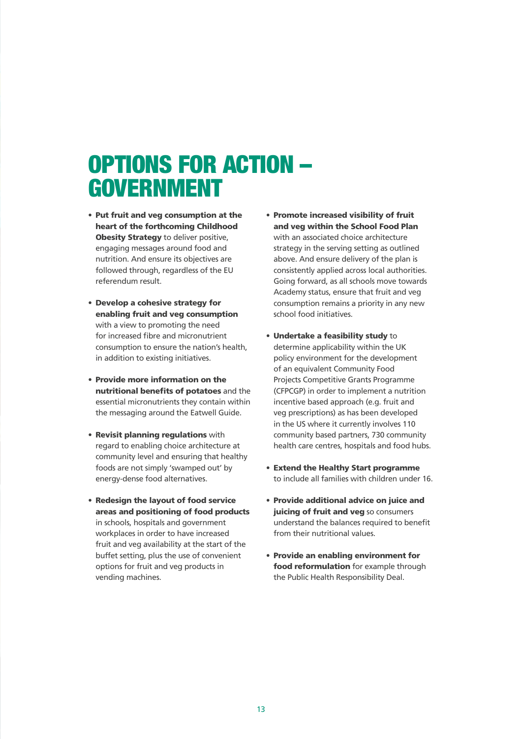# OPTIONS FOR ACTION – GOVERNMENT

- **Put fruit and veg consumption at the heart of the forthcoming Childhood Obesity Strategy** to deliver positive, engaging messages around food and nutrition. And ensure its objectives are followed through, regardless of the EU referendum result.

- **Develop a cohesive strategy for enabling fruit and veg consumption** with a view to promoting the need for increased fibre and micronutrient consumption to ensure the nation's health, in addition to existing initiatives.

- **Provide more information on the nutritional benefits of potatoes** and the essential micronutrients they contain within the messaging around the Eatwell Guide.

- **Revisit planning regulations** with regard to enabling choice architecture at community level and ensuring that healthy foods are not simply 'swamped out' by energy-dense food alternatives.

- **Redesign the layout of food service areas and positioning of food products** in schools, hospitals and government workplaces in order to have increased fruit and veg availability at the start of the buffet setting, plus the use of convenient options for fruit and veg products in vending machines.

- **Promote increased visibility of fruit and veg within the School Food Plan** with an associated choice architecture strategy in the serving setting as outlined above. And ensure delivery of the plan is consistently applied across local authorities. Going forward, as all schools move towards Academy status, ensure that fruit and veg consumption remains a priority in any new school food initiatives.

- **Undertake a feasibility study** to determine applicability within the UK policy environment for the development of an equivalent Community Food Projects Competitive Grants Programme (CFPCGP) in order to implement a nutrition incentive based approach (e.g. fruit and veg prescriptions) as has been developed in the US where it currently involves 110 community based partners, 730 community health care centres, hospitals and food hubs.

- **Extend the Healthy Start programme** to include all families with children under 16.

- **Provide additional advice on juice and juicing of fruit and veg** so consumers understand the balances required to benefit from their nutritional values.

- **Provide an enabling environment for food reformulation** for example through the Public Health Responsibility Deal.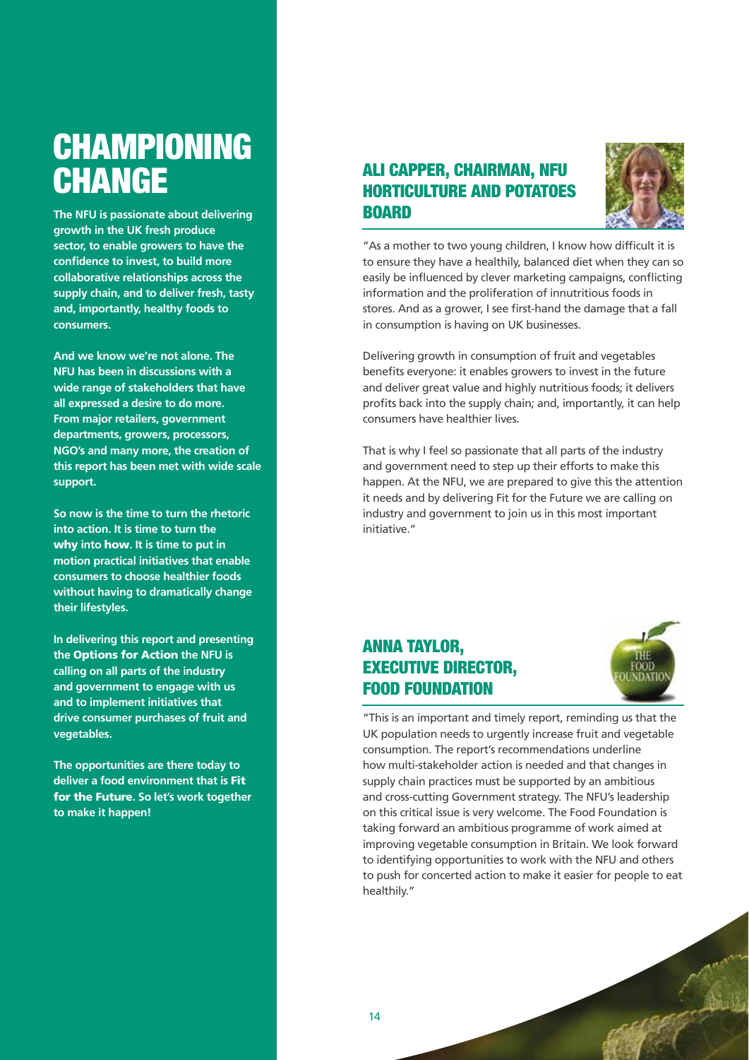# CHAMPIONING CHANGE

**The NFU is passionate about delivering growth in the UK fresh produce sector, to enable growers to have the confidence to invest, to build more collaborative relationships across the supply chain, and to deliver fresh, tasty and, importantly, healthy foods to consumers.**

**And we know we're not alone. The NFU has been in discussions with a wide range of stakeholders that have all expressed a desire to do more. From major retailers, government departments, growers, processors, NGO's and many more, the creation of this report has been met with wide scale support.**

**So now is the time to turn the rhetoric into action. It is time to turn the why into how. It is time to put in motion practical initiatives that enable consumers to choose healthier foods without having to dramatically change their lifestyles.**

**In delivering this report and presenting the Options for Action the NFU is calling on all parts of the industry and government to engage with us and to implement initiatives that drive consumer purchases of fruit and vegetables.**

**The opportunities are there today to deliver a food environment that is Fit for the Future. So let's work together to make it happen!**

## ALI CAPPER, CHAIRMAN, NFU HORTICULTURE AND POTATOES BOARD

"As a mother to two young children, I know how difficult it is to ensure they have a healthily, balanced diet when they can so easily be influenced by clever marketing campaigns, conflicting information and the proliferation of innutritious foods in stores. And as a grower, I see first-hand the damage that a fall in consumption is having on UK businesses.

Delivering growth in consumption of fruit and vegetables benefits everyone: it enables growers to invest in the future and deliver great value and highly nutritious foods; it delivers profits back into the supply chain; and, importantly, it can help consumers have healthier lives.

That is why I feel so passionate that all parts of the industry and government need to step up their efforts to make this happen. At the NFU, we are prepared to give this the attention it needs and by delivering Fit for the Future we are calling on industry and government to join us in this most important initiative."

## ANNA TAYLOR, EXECUTIVE DIRECTOR, FOOD FOUNDATION

"This is an important and timely report, reminding us that the UK population needs to urgently increase fruit and vegetable consumption. The report's recommendations underline how multi-stakeholder action is needed and that changes in supply chain practices must be supported by an ambitious and cross-cutting Government strategy. The NFU's leadership on this critical issue is very welcome. The Food Foundation is taking forward an ambitious programme of work aimed at improving vegetable consumption in Britain. We look forward to identifying opportunities to work with the NFU and others to push for concerted action to make it easier for people to eat healthily."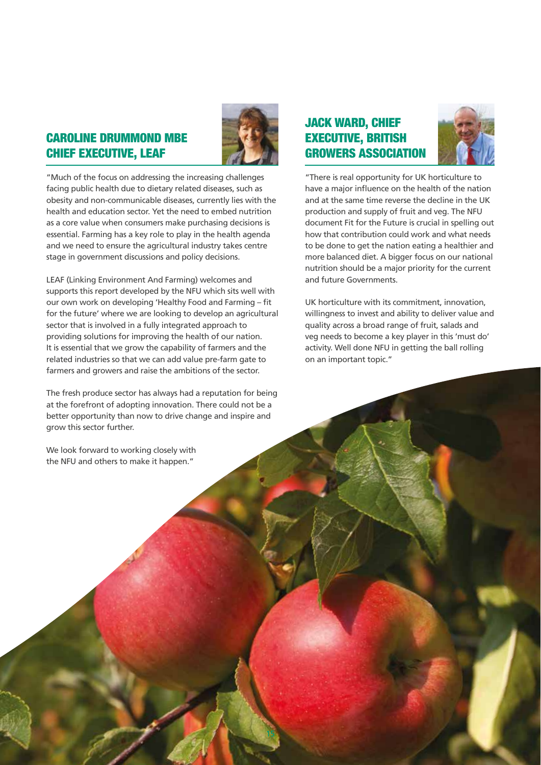## CAROLINE DRUMMOND MBE CHIEF EXECUTIVE, LEAF

"Much of the focus on addressing the increasing challenges facing public health due to dietary related diseases, such as obesity and non-communicable diseases, currently lies with the health and education sector. Yet the need to embed nutrition as a core value when consumers make purchasing decisions is essential. Farming has a key role to play in the health agenda and we need to ensure the agricultural industry takes centre stage in government discussions and policy decisions.

LEAF (Linking Environment And Farming) welcomes and supports this report developed by the NFU which sits well with our own work on developing 'Healthy Food and Farming – fit for the future' where we are looking to develop an agricultural sector that is involved in a fully integrated approach to providing solutions for improving the health of our nation. It is essential that we grow the capability of farmers and the related industries so that we can add value pre-farm gate to farmers and growers and raise the ambitions of the sector.

The fresh produce sector has always had a reputation for being at the forefront of adopting innovation. There could not be a better opportunity than now to drive change and inspire and grow this sector further.

We look forward to working closely with the NFU and others to make it happen."

## JACK WARD, CHIEF EXECUTIVE, BRITISH GROWERS ASSOCIATION

"There is real opportunity for UK horticulture to have a major influence on the health of the nation and at the same time reverse the decline in the UK production and supply of fruit and veg. The NFU document Fit for the Future is crucial in spelling out how that contribution could work and what needs to be done to get the nation eating a healthier and more balanced diet. A bigger focus on our national nutrition should be a major priority for the current and future Governments.

UK horticulture with its commitment, innovation, willingness to invest and ability to deliver value and quality across a broad range of fruit, salads and veg needs to become a key player in this 'must do' activity. Well done NFU in getting the ball rolling on an important topic."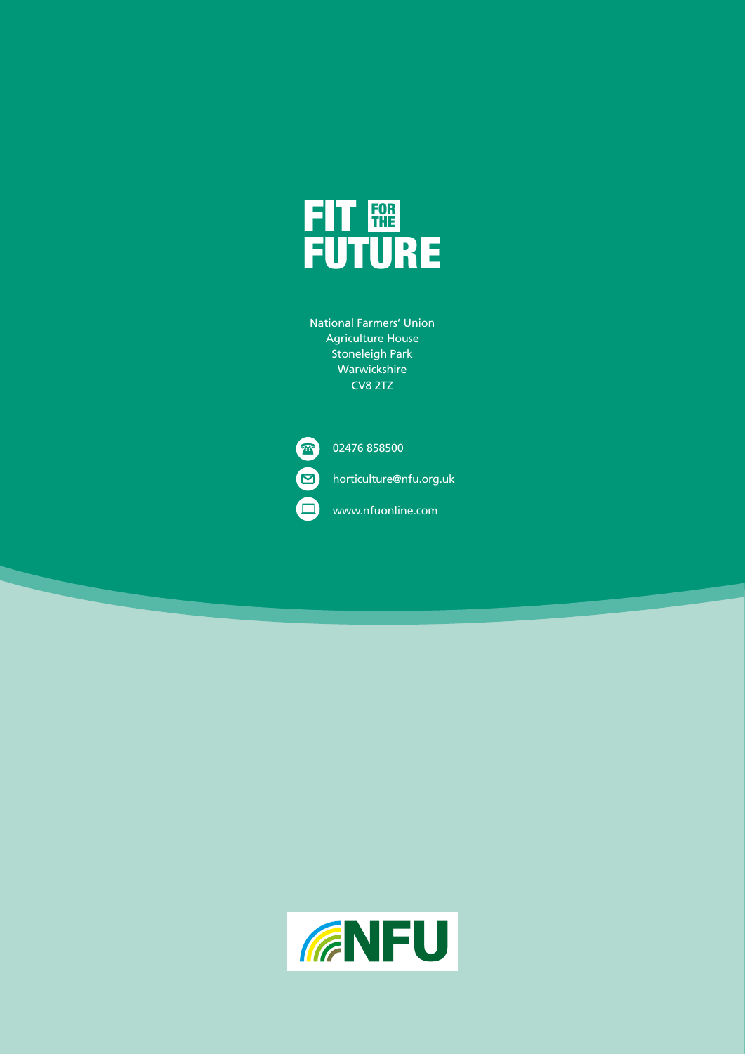# FIT FOR THE FUTURE

National Farmers' Union
Agriculture House
Stoneleigh Park
Warwickshire
CV8 2TZ

02476 858500

horticulture@nfu.org.uk

www.nfuonline.com

NFU